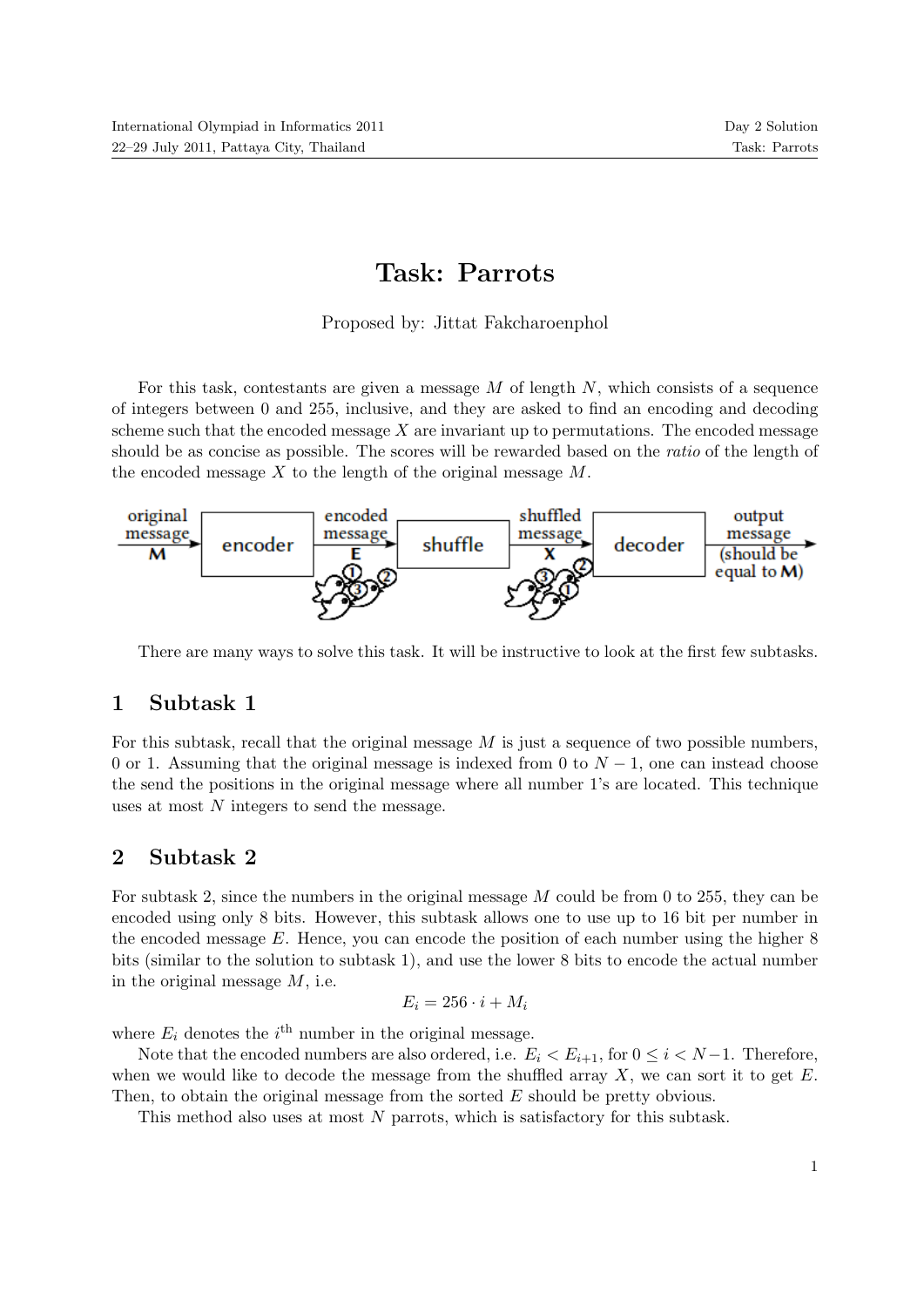# Task: Parrots

Proposed by: Jittat Fakcharoenphol

For this task, contestants are given a message $M$ of length $N$, which consists of a sequence of integers between 0 and 255, inclusive, and they are asked to find an encoding and decoding scheme such that the encoded message $X$ are invariant up to permutations. The encoded message should be as concise as possible. The scores will be rewarded based on the *ratio* of the length of the encoded message $X$ to the length of the original message $M$.

There are many ways to solve this task. It will be instructive to look at the first few subtasks.

## 1 Subtask 1

For this subtask, recall that the original message $M$ is just a sequence of two possible numbers, 0 or 1. Assuming that the original message is indexed from 0 to $N - 1$, one can instead choose the send the positions in the original message where all number 1's are located. This technique uses at most $N$ integers to send the message.

## 2 Subtask 2

For subtask 2, since the numbers in the original message $M$ could be from 0 to 255, they can be encoded using only 8 bits. However, this subtask allows one to use up to 16 bit per number in the encoded message $E$. Hence, you can encode the position of each number using the higher 8 bits (similar to the solution to subtask 1), and use the lower 8 bits to encode the actual number in the original message $M$, i.e.

$$E_i = 256 \cdot i + M_i$$

where $E_i$ denotes the $i^{\text{th}}$ number in the original message.

Note that the encoded numbers are also ordered, i.e. $E_i < E_{i+1}$, for $0 \leq i < N-1$. Therefore, when we would like to decode the message from the shuffled array $X$, we can sort it to get $E$. Then, to obtain the original message from the sorted $E$ should be pretty obvious.

This method also uses at most $N$ parrots, which is satisfactory for this subtask.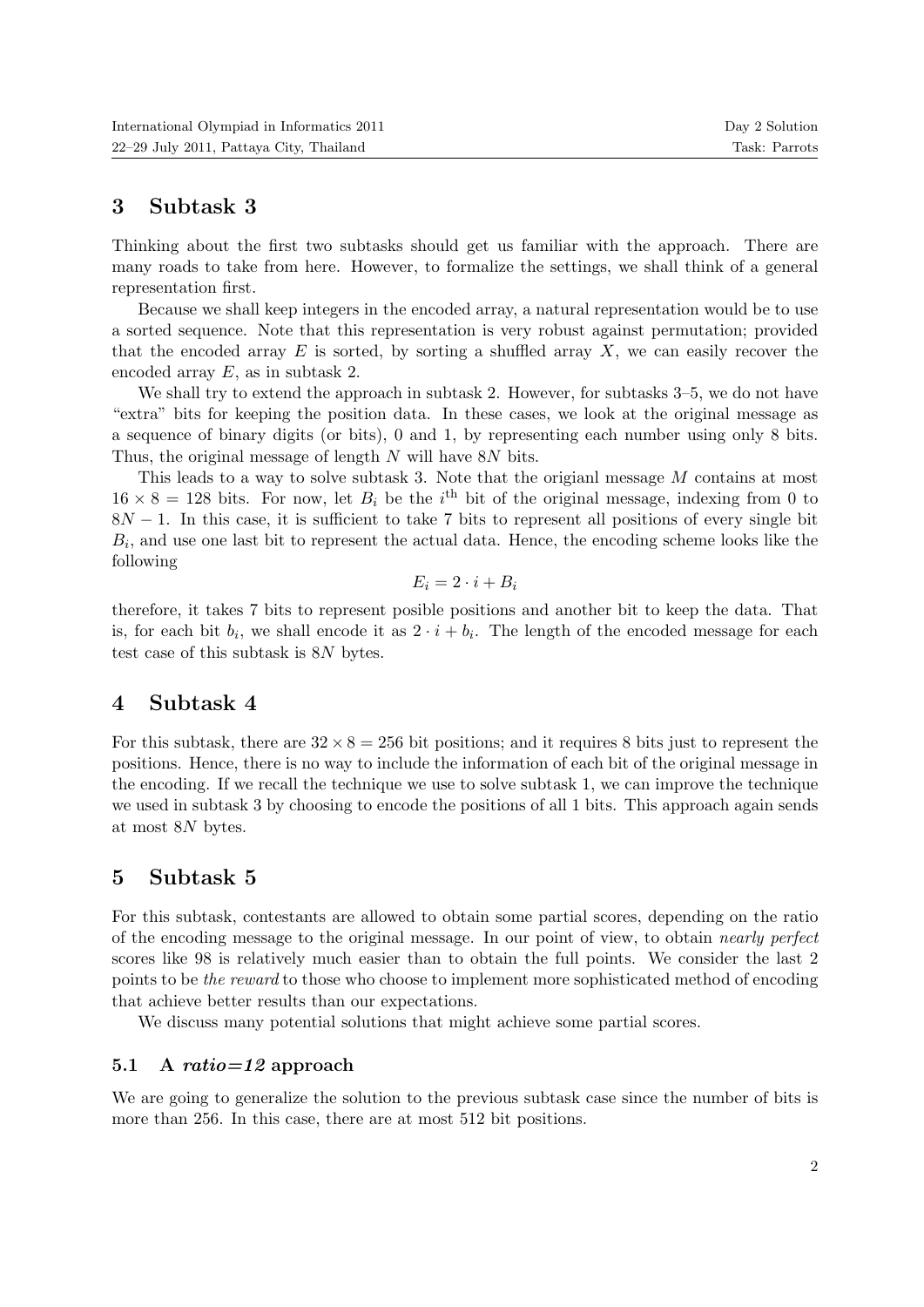## 3 Subtask 3

Thinking about the first two subtasks should get us familiar with the approach. There are many roads to take from here. However, to formalize the settings, we shall think of a general representation first.

Because we shall keep integers in the encoded array, a natural representation would be to use a sorted sequence. Note that this representation is very robust against permutation; provided that the encoded array $E$ is sorted, by sorting a shuffled array $X$, we can easily recover the encoded array $E$, as in subtask 2.

We shall try to extend the approach in subtask 2. However, for subtasks 3–5, we do not have "extra" bits for keeping the position data. In these cases, we look at the original message as a sequence of binary digits (or bits), 0 and 1, by representing each number using only 8 bits. Thus, the original message of length $N$ will have $8N$ bits.

This leads to a way to solve subtask 3. Note that the origianl message $M$ contains at most $16 \times 8 = 128$ bits. For now, let $B_i$ be the $i^{\text{th}}$ bit of the original message, indexing from 0 to $8N - 1$. In this case, it is sufficient to take 7 bits to represent all positions of every single bit $B_i$, and use one last bit to represent the actual data. Hence, the encoding scheme looks like the following

$$E_i = 2 \cdot i + B_i$$

therefore, it takes 7 bits to represent posible positions and another bit to keep the data. That is, for each bit $b_i$, we shall encode it as $2 \cdot i + b_i$. The length of the encoded message for each test case of this subtask is $8N$ bytes.

## 4 Subtask 4

For this subtask, there are $32 \times 8 = 256$ bit positions; and it requires 8 bits just to represent the positions. Hence, there is no way to include the information of each bit of the original message in the encoding. If we recall the technique we use to solve subtask 1, we can improve the technique we used in subtask 3 by choosing to encode the positions of all 1 bits. This approach again sends at most $8N$ bytes.

## 5 Subtask 5

For this subtask, contestants are allowed to obtain some partial scores, depending on the ratio of the encoding message to the original message. In our point of view, to obtain *nearly perfect* scores like 98 is relatively much easier than to obtain the full points. We consider the last 2 points to be *the reward* to those who choose to implement more sophisticated method of encoding that achieve better results than our expectations.

We discuss many potential solutions that might achieve some partial scores.

### 5.1 A *ratio=12* approach

We are going to generalize the solution to the previous subtask case since the number of bits is more than 256. In this case, there are at most 512 bit positions.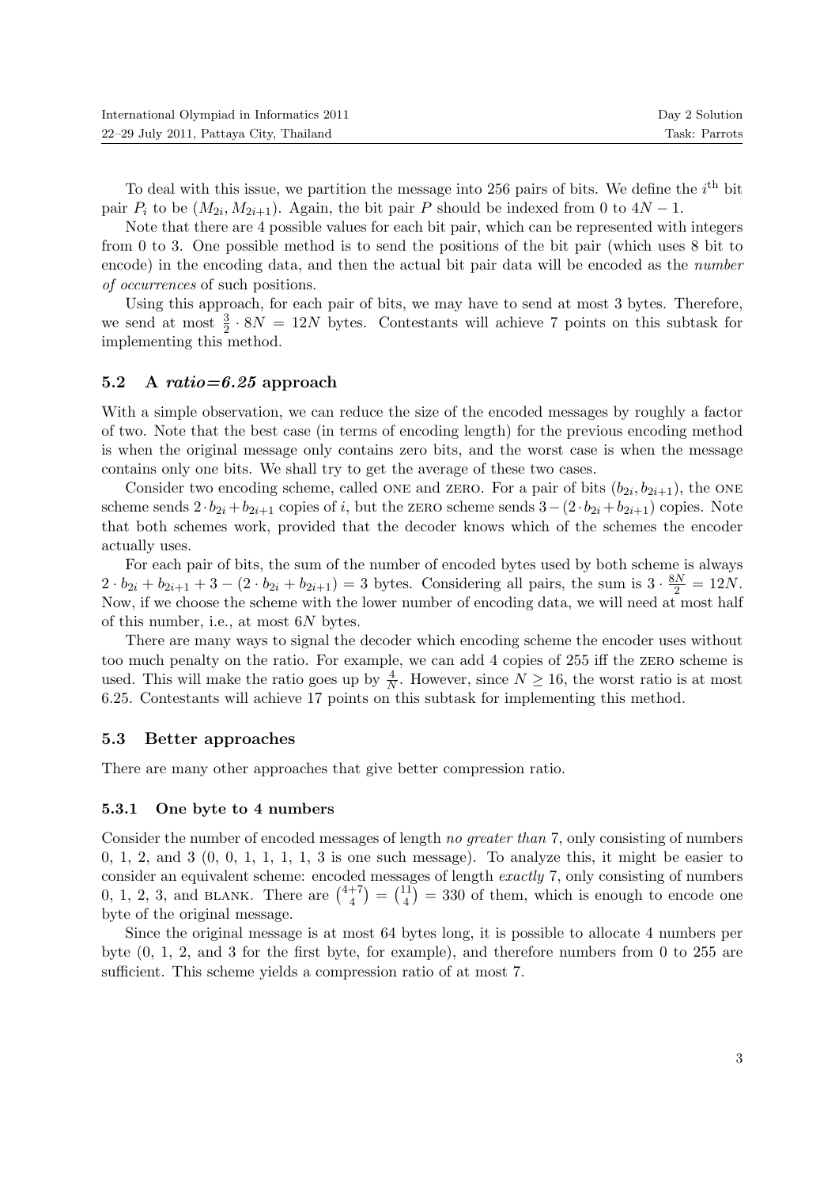To deal with this issue, we partition the message into 256 pairs of bits. We define the $i^{\text{th}}$ bit pair $P_i$ to be $(M_{2i}, M_{2i+1})$. Again, the bit pair $P$ should be indexed from 0 to $4N - 1$.

Note that there are 4 possible values for each bit pair, which can be represented with integers from 0 to 3. One possible method is to send the positions of the bit pair (which uses 8 bit to encode) in the encoding data, and then the actual bit pair data will be encoded as the *number of occurrences* of such positions.

Using this approach, for each pair of bits, we may have to send at most 3 bytes. Therefore, we send at most $\frac{3}{2} \cdot 8N = 12N$ bytes. Contestants will achieve 7 points on this subtask for implementing this method.

### 5.2 A *ratio=6.25* approach

With a simple observation, we can reduce the size of the encoded messages by roughly a factor of two. Note that the best case (in terms of encoding length) for the previous encoding method is when the original message only contains zero bits, and the worst case is when the message contains only one bits. We shall try to get the average of these two cases.

Consider two encoding scheme, called ONE and ZERO. For a pair of bits $(b_{2i}, b_{2i+1})$, the ONE scheme sends $2 \cdot b_{2i} + b_{2i+1}$ copies of $i$, but the ZERO scheme sends $3 - (2 \cdot b_{2i} + b_{2i+1})$ copies. Note that both schemes work, provided that the decoder knows which of the schemes the encoder actually uses.

For each pair of bits, the sum of the number of encoded bytes used by both scheme is always $2 \cdot b_{2i} + b_{2i+1} + 3 - (2 \cdot b_{2i} + b_{2i+1}) = 3$ bytes. Considering all pairs, the sum is $3 \cdot \frac{8N}{2} = 12N$. Now, if we choose the scheme with the lower number of encoding data, we will need at most half of this number, i.e., at most $6N$ bytes.

There are many ways to signal the decoder which encoding scheme the encoder uses without too much penalty on the ratio. For example, we can add 4 copies of 255 iff the ZERO scheme is used. This will make the ratio goes up by $\frac{4}{N}$. However, since $N \geq 16$, the worst ratio is at most 6.25. Contestants will achieve 17 points on this subtask for implementing this method.

### 5.3 Better approaches

There are many other approaches that give better compression ratio.

#### 5.3.1 One byte to 4 numbers

Consider the number of encoded messages of length *no greater than* 7, only consisting of numbers 0, 1, 2, and 3 (0, 0, 1, 1, 1, 1, 3 is one such message). To analyze this, it might be easier to consider an equivalent scheme: encoded messages of length *exactly* 7, only consisting of numbers 0, 1, 2, 3, and BLANK. There are $\binom{4+7}{4} = \binom{11}{4} = 330$ of them, which is enough to encode one byte of the original message.

Since the original message is at most 64 bytes long, it is possible to allocate 4 numbers per byte (0, 1, 2, and 3 for the first byte, for example), and therefore numbers from 0 to 255 are sufficient. This scheme yields a compression ratio of at most 7.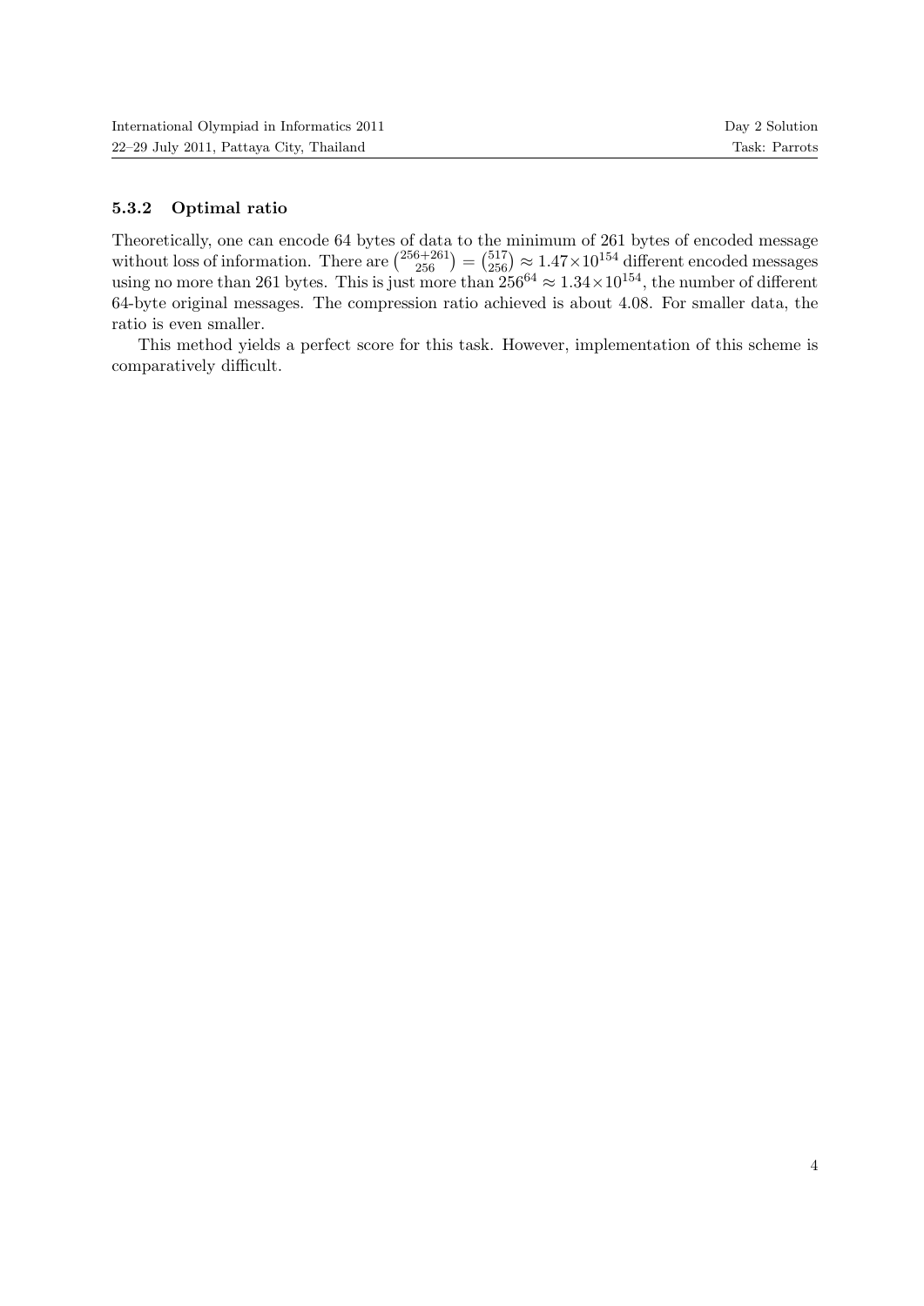### 5.3.2 Optimal ratio

Theoretically, one can encode 64 bytes of data to the minimum of 261 bytes of encoded message without loss of information. There are $\binom{256+261}{256} = \binom{517}{256} \approx 1.47 \times 10^{154}$ different encoded messages using no more than 261 bytes. This is just more than $256^{64} \approx 1.34 \times 10^{154}$, the number of different 64-byte original messages. The compression ratio achieved is about 4.08. For smaller data, the ratio is even smaller.

This method yields a perfect score for this task. However, implementation of this scheme is comparatively difficult.